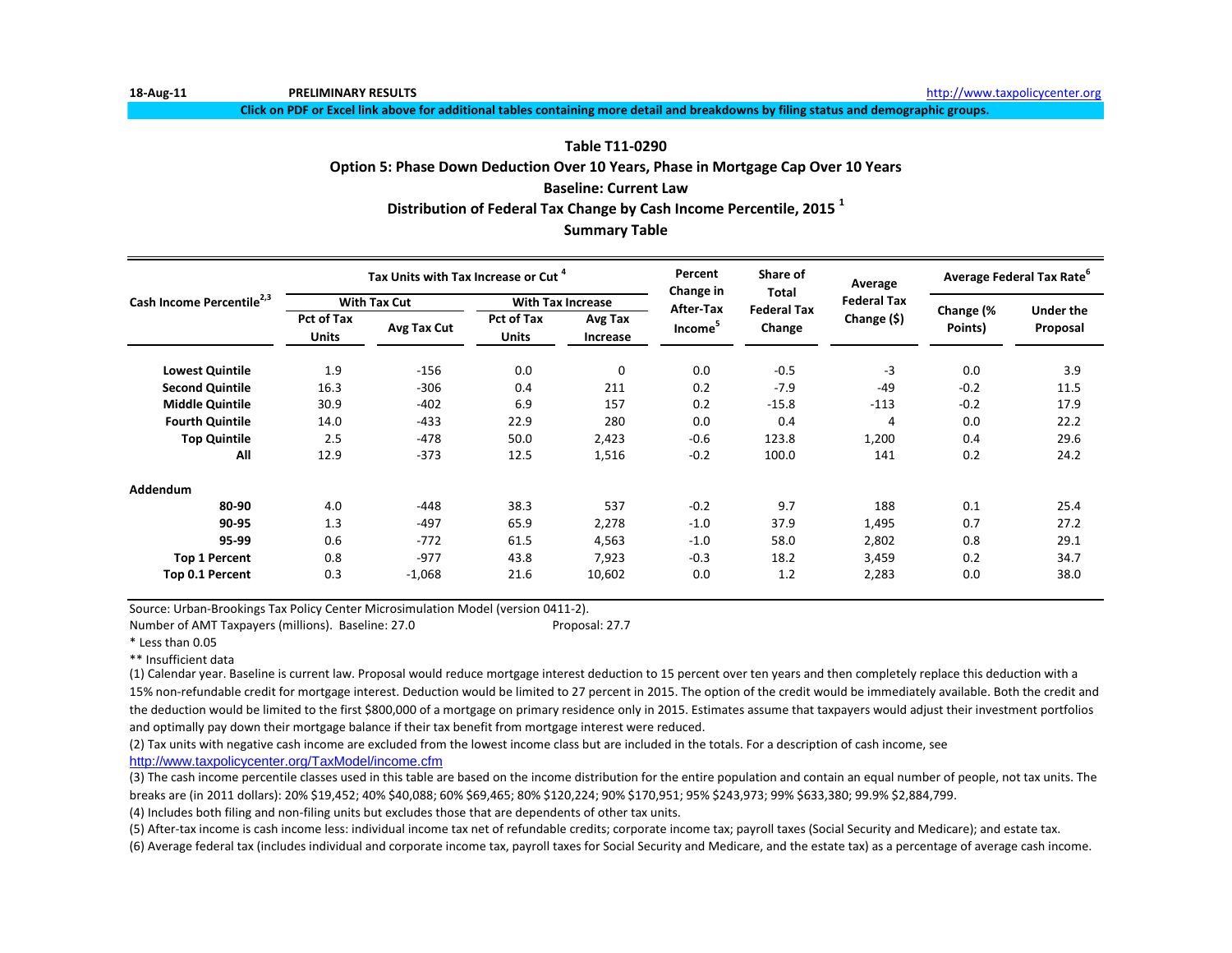18-Aug-11 PRELIMINARY RESULTS http://www.taxpolicycenter.org

**Click on PDF or Excel link above for additional tables containing more detail and breakdowns by filing status and demographic groups.**

# Table T11-0290

## Option 5: Phase Down Deduction Over 10 Years, Phase in Mortgage Cap Over 10 Years

### Baseline: Current Law

### Distribution of Federal Tax Change by Cash Income Percentile, 2015 [1]

### Summary Table

| Cash Income Percentile[2,3] | Tax Units with Tax Increase or Cut [4] | | | | Percent Change in After-Tax Income[5] | Share of Total Federal Tax Change | Average Federal Tax Change ($) | Average Federal Tax Rate[6] | |
|---|---|---|---|---|---|---|---|---|---|
| | With Tax Cut | | With Tax Increase | | | | | | |
| | Pct of Tax Units | Avg Tax Cut | Pct of Tax Units | Avg Tax Increase | | | | Change (% Points) | Under the Proposal |
| **Lowest Quintile** | 1.9 | -156 | 0.0 | 0 | 0.0 | -0.5 | -3 | 0.0 | 3.9 |
| **Second Quintile** | 16.3 | -306 | 0.4 | 211 | 0.2 | -7.9 | -49 | -0.2 | 11.5 |
| **Middle Quintile** | 30.9 | -402 | 6.9 | 157 | 0.2 | -15.8 | -113 | -0.2 | 17.9 |
| **Fourth Quintile** | 14.0 | -433 | 22.9 | 280 | 0.0 | 0.4 | 4 | 0.0 | 22.2 |
| **Top Quintile** | 2.5 | -478 | 50.0 | 2,423 | -0.6 | 123.8 | 1,200 | 0.4 | 29.6 |
| **All** | 12.9 | -373 | 12.5 | 1,516 | -0.2 | 100.0 | 141 | 0.2 | 24.2 |
| **Addendum** | | | | | | | | | |
| **80-90** | 4.0 | -448 | 38.3 | 537 | -0.2 | 9.7 | 188 | 0.1 | 25.4 |
| **90-95** | 1.3 | -497 | 65.9 | 2,278 | -1.0 | 37.9 | 1,495 | 0.7 | 27.2 |
| **95-99** | 0.6 | -772 | 61.5 | 4,563 | -1.0 | 58.0 | 2,802 | 0.8 | 29.1 |
| **Top 1 Percent** | 0.8 | -977 | 43.8 | 7,923 | -0.3 | 18.2 | 3,459 | 0.2 | 34.7 |
| **Top 0.1 Percent** | 0.3 | -1,068 | 21.6 | 10,602 | 0.0 | 1.2 | 2,283 | 0.0 | 38.0 |

Source: Urban-Brookings Tax Policy Center Microsimulation Model (version 0411-2).

Number of AMT Taxpayers (millions). Baseline: 27.0 Proposal: 27.7

\* Less than 0.05

\*\* Insufficient data

(1) Calendar year. Baseline is current law. Proposal would reduce mortgage interest deduction to 15 percent over ten years and then completely replace this deduction with a 15% non-refundable credit for mortgage interest. Deduction would be limited to 27 percent in 2015. The option of the credit would be immediately available. Both the credit and the deduction would be limited to the first $800,000 of a mortgage on primary residence only in 2015. Estimates assume that taxpayers would adjust their investment portfolios and optimally pay down their mortgage balance if their tax benefit from mortgage interest were reduced.

(2) Tax units with negative cash income are excluded from the lowest income class but are included in the totals. For a description of cash income, see http://www.taxpolicycenter.org/TaxModel/income.cfm

(3) The cash income percentile classes used in this table are based on the income distribution for the entire population and contain an equal number of people, not tax units. The breaks are (in 2011 dollars): 20% $19,452; 40% $40,088; 60% $69,465; 80% $120,224; 90% $170,951; 95% $243,973; 99% $633,380; 99.9% $2,884,799.

(4) Includes both filing and non-filing units but excludes those that are dependents of other tax units.

(5) After-tax income is cash income less: individual income tax net of refundable credits; corporate income tax; payroll taxes (Social Security and Medicare); and estate tax.

(6) Average federal tax (includes individual and corporate income tax, payroll taxes for Social Security and Medicare, and the estate tax) as a percentage of average cash income.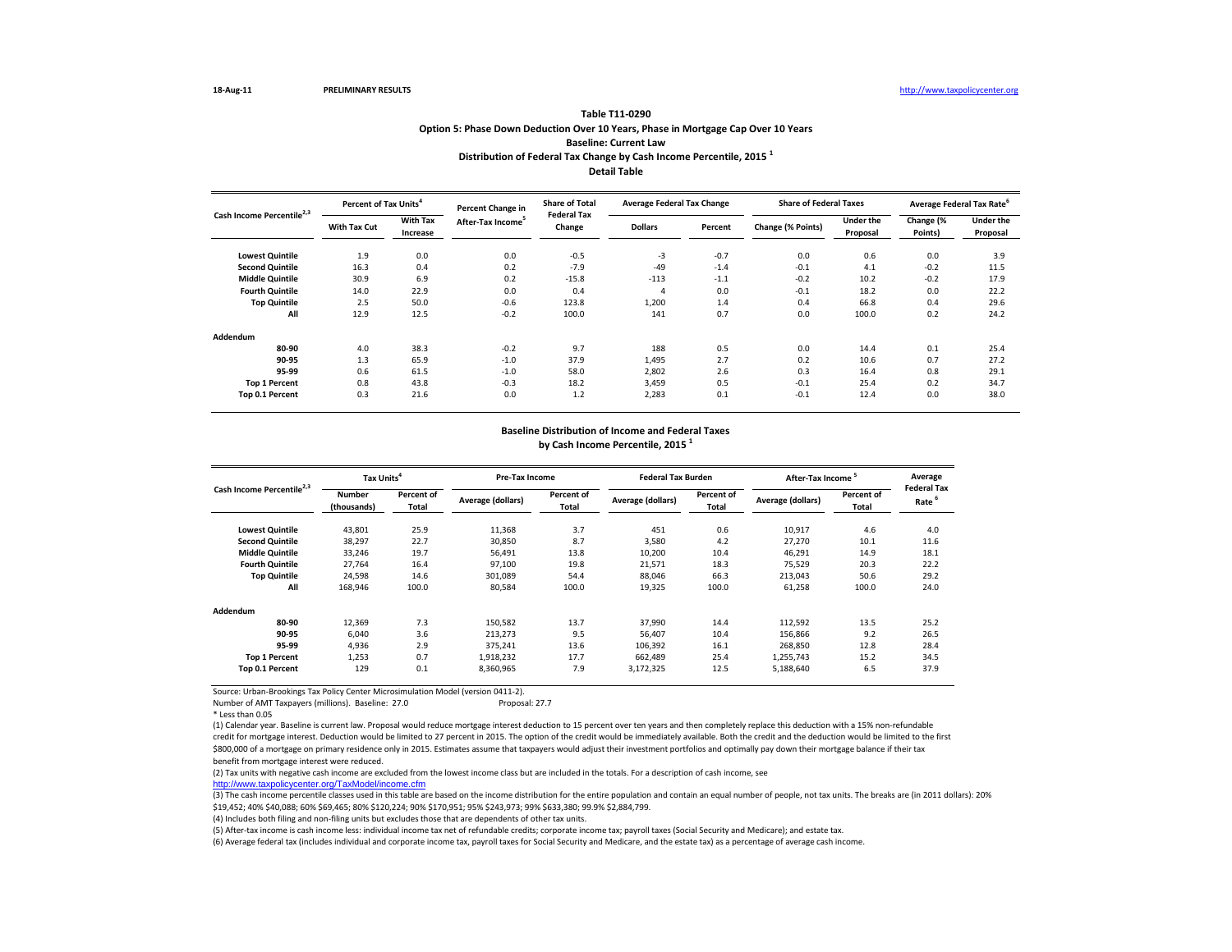18-Aug-11 PRELIMINARY RESULTS http://www.taxpolicycenter.org

**Table T11-0290**
**Option 5: Phase Down Deduction Over 10 Years, Phase in Mortgage Cap Over 10 Years**
**Baseline: Current Law**
**Distribution of Federal Tax Change by Cash Income Percentile, 2015 [1]**
**Detail Table**

| Cash Income Percentile[2,3] | Percent of Tax Units[4] | | Percent Change in After-Tax Income[5] | Share of Total Federal Tax Change | Average Federal Tax Change | | Share of Federal Taxes | | Average Federal Tax Rate[6] | |
|---|---|---|---|---|---|---|---|---|---|---|
| | With Tax Cut | With Tax Increase | | | Dollars | Percent | Change (% Points) | Under the Proposal | Change (% Points) | Under the Proposal |
| Lowest Quintile | 1.9 | 0.0 | 0.0 | -0.5 | -3 | -0.7 | 0.0 | 0.6 | 0.0 | 3.9 |
| Second Quintile | 16.3 | 0.4 | 0.2 | -7.9 | -49 | -1.4 | -0.1 | 4.1 | -0.2 | 11.5 |
| Middle Quintile | 30.9 | 6.9 | 0.2 | -15.8 | -113 | -1.1 | -0.2 | 10.2 | -0.2 | 17.9 |
| Fourth Quintile | 14.0 | 22.9 | 0.0 | 0.4 | 4 | 0.0 | -0.1 | 18.2 | 0.0 | 22.2 |
| Top Quintile | 2.5 | 50.0 | -0.6 | 123.8 | 1,200 | 1.4 | 0.4 | 66.8 | 0.4 | 29.6 |
| All | 12.9 | 12.5 | -0.2 | 100.0 | 141 | 0.7 | 0.0 | 100.0 | 0.2 | 24.2 |
| Addendum | | | | | | | | | | |
| 80-90 | 4.0 | 38.3 | -0.2 | 9.7 | 188 | 0.5 | 0.0 | 14.4 | 0.1 | 25.4 |
| 90-95 | 1.3 | 65.9 | -1.0 | 37.9 | 1,495 | 2.7 | 0.2 | 10.6 | 0.7 | 27.2 |
| 95-99 | 0.6 | 61.5 | -1.0 | 58.0 | 2,802 | 2.6 | 0.3 | 16.4 | 0.8 | 29.1 |
| Top 1 Percent | 0.8 | 43.8 | -0.3 | 18.2 | 3,459 | 0.5 | -0.1 | 25.4 | 0.2 | 34.7 |
| Top 0.1 Percent | 0.3 | 21.6 | 0.0 | 1.2 | 2,283 | 0.1 | -0.1 | 12.4 | 0.0 | 38.0 |

**Baseline Distribution of Income and Federal Taxes**
**by Cash Income Percentile, 2015 [1]**

| Cash Income Percentile[2,3] | Tax Units[4] | | Pre-Tax Income | | Federal Tax Burden | | After-Tax Income[5] | | Average Federal Tax Rate[6] |
|---|---|---|---|---|---|---|---|---|---|
| | Number (thousands) | Percent of Total | Average (dollars) | Percent of Total | Average (dollars) | Percent of Total | Average (dollars) | Percent of Total | |
| Lowest Quintile | 43,801 | 25.9 | 11,368 | 3.7 | 451 | 0.6 | 10,917 | 4.6 | 4.0 |
| Second Quintile | 38,297 | 22.7 | 30,850 | 8.7 | 3,580 | 4.2 | 27,270 | 10.1 | 11.6 |
| Middle Quintile | 33,246 | 19.7 | 56,491 | 13.8 | 10,200 | 10.4 | 46,291 | 14.9 | 18.1 |
| Fourth Quintile | 27,764 | 16.4 | 97,100 | 19.8 | 21,571 | 18.3 | 75,529 | 20.3 | 22.2 |
| Top Quintile | 24,598 | 14.6 | 301,089 | 54.4 | 88,046 | 66.3 | 213,043 | 50.6 | 29.2 |
| All | 168,946 | 100.0 | 80,584 | 100.0 | 19,325 | 100.0 | 61,258 | 100.0 | 24.0 |
| Addendum | | | | | | | | | |
| 80-90 | 12,369 | 7.3 | 150,582 | 13.7 | 37,990 | 14.4 | 112,592 | 13.5 | 25.2 |
| 90-95 | 6,040 | 3.6 | 213,273 | 9.5 | 56,407 | 10.4 | 156,866 | 9.2 | 26.5 |
| 95-99 | 4,936 | 2.9 | 375,241 | 13.6 | 106,392 | 16.1 | 268,850 | 12.8 | 28.4 |
| Top 1 Percent | 1,253 | 0.7 | 1,918,232 | 17.7 | 662,489 | 25.4 | 1,255,743 | 15.2 | 34.5 |
| Top 0.1 Percent | 129 | 0.1 | 8,360,965 | 7.9 | 3,172,325 | 12.5 | 5,188,640 | 6.5 | 37.9 |

Source: Urban-Brookings Tax Policy Center Microsimulation Model (version 0411-2).

Number of AMT Taxpayers (millions). Baseline: 27.0 Proposal: 27.7

* Less than 0.05

(1) Calendar year. Baseline is current law. Proposal would reduce mortgage interest deduction to 15 percent over ten years and then completely replace this deduction with a 15% non-refundable credit for mortgage interest. Deduction would be limited to 27 percent in 2015. The option of the credit would be immediately available. Both the credit and the deduction would be limited to the first $800,000 of a mortgage on primary residence only in 2015. Estimates assume that taxpayers would adjust their investment portfolios and optimally pay down their mortgage balance if their tax benefit from mortgage interest were reduced.

(2) Tax units with negative cash income are excluded from the lowest income class but are included in the totals. For a description of cash income, see http://www.taxpolicycenter.org/TaxModel/income.cfm

(3) The cash income percentile classes used in this table are based on the income distribution for the entire population and contain an equal number of people, not tax units. The breaks are (in 2011 dollars): 20% $19,452; 40% $40,088; 60% $69,465; 80% $120,224; 90% $170,951; 95% $243,973; 99% $633,380; 99.9% $2,884,799.

(4) Includes both filing and non-filing units but excludes those that are dependents of other tax units.

(5) After-tax income is cash income less: individual income tax net of refundable credits; corporate income tax; payroll taxes (Social Security and Medicare); and estate tax.

(6) Average federal tax (includes individual and corporate income tax, payroll taxes for Social Security and Medicare, and the estate tax) as a percentage of average cash income.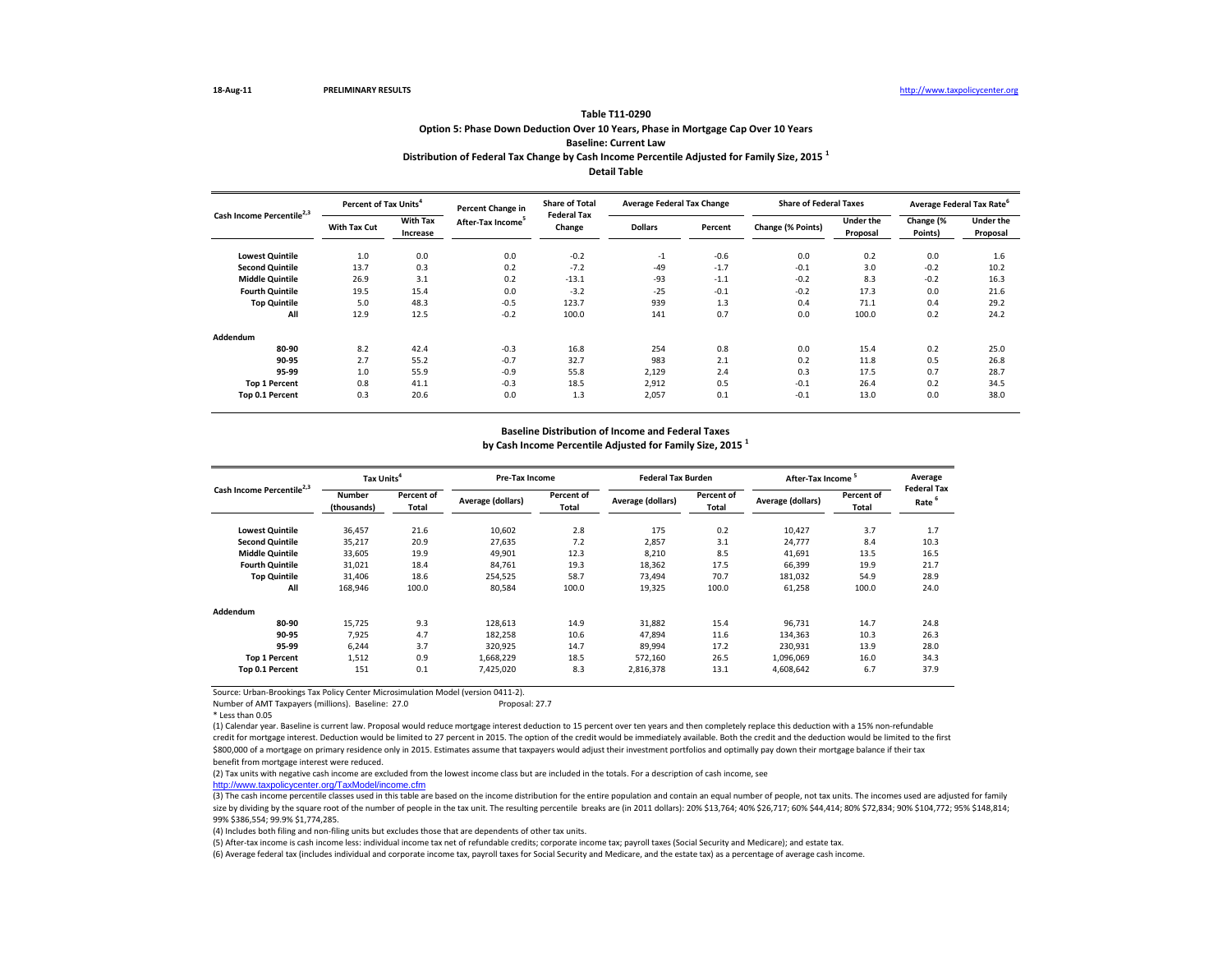18-Aug-11 PRELIMINARY RESULTS http://www.taxpolicycenter.org

# Table T11-0290

## Option 5: Phase Down Deduction Over 10 Years, Phase in Mortgage Cap Over 10 Years

### Baseline: Current Law

### Distribution of Federal Tax Change by Cash Income Percentile Adjusted for Family Size, 2015 [1]

### Detail Table

| Cash Income Percentile[2,3] | Percent of Tax Units[4] | | Percent Change in After-Tax Income[5] | Share of Total Federal Tax Change | Average Federal Tax Change | | Share of Federal Taxes | | Average Federal Tax Rate[6] | |
|---|---|---|---|---|---|---|---|---|---|---|
| | With Tax Cut | With Tax Increase | | | Dollars | Percent | Change (% Points) | Under the Proposal | Change (% Points) | Under the Proposal |
| Lowest Quintile | 1.0 | 0.0 | 0.0 | -0.2 | -1 | -0.6 | 0.0 | 0.2 | 0.0 | 1.6 |
| Second Quintile | 13.7 | 0.3 | 0.2 | -7.2 | -49 | -1.7 | -0.1 | 3.0 | -0.2 | 10.2 |
| Middle Quintile | 26.9 | 3.1 | 0.2 | -13.1 | -93 | -1.1 | -0.2 | 8.3 | -0.2 | 16.3 |
| Fourth Quintile | 19.5 | 15.4 | 0.0 | -3.2 | -25 | -0.1 | -0.2 | 17.3 | 0.0 | 21.6 |
| Top Quintile | 5.0 | 48.3 | -0.5 | 123.7 | 939 | 1.3 | 0.4 | 71.1 | 0.4 | 29.2 |
| All | 12.9 | 12.5 | -0.2 | 100.0 | 141 | 0.7 | 0.0 | 100.0 | 0.2 | 24.2 |
| **Addendum** | | | | | | | | | | |
| 80-90 | 8.2 | 42.4 | -0.3 | 16.8 | 254 | 0.8 | 0.0 | 15.4 | 0.2 | 25.0 |
| 90-95 | 2.7 | 55.2 | -0.7 | 32.7 | 983 | 2.1 | 0.2 | 11.8 | 0.5 | 26.8 |
| 95-99 | 1.0 | 55.9 | -0.9 | 55.8 | 2,129 | 2.4 | 0.3 | 17.5 | 0.7 | 28.7 |
| Top 1 Percent | 0.8 | 41.1 | -0.3 | 18.5 | 2,912 | 0.5 | -0.1 | 26.4 | 0.2 | 34.5 |
| Top 0.1 Percent | 0.3 | 20.6 | 0.0 | 1.3 | 2,057 | 0.1 | -0.1 | 13.0 | 0.0 | 38.0 |

### Baseline Distribution of Income and Federal Taxes by Cash Income Percentile Adjusted for Family Size, 2015 [1]

| Cash Income Percentile[2,3] | Tax Units[4] | | Pre-Tax Income | | Federal Tax Burden | | After-Tax Income[5] | | Average Federal Tax Rate[6] |
|---|---|---|---|---|---|---|---|---|---|
| | Number (thousands) | Percent of Total | Average (dollars) | Percent of Total | Average (dollars) | Percent of Total | Average (dollars) | Percent of Total | |
| Lowest Quintile | 36,457 | 21.6 | 10,602 | 2.8 | 175 | 0.2 | 10,427 | 3.7 | 1.7 |
| Second Quintile | 35,217 | 20.9 | 27,635 | 7.2 | 2,857 | 3.1 | 24,777 | 8.4 | 10.3 |
| Middle Quintile | 33,605 | 19.9 | 49,901 | 12.3 | 8,210 | 8.5 | 41,691 | 13.5 | 16.5 |
| Fourth Quintile | 31,021 | 18.4 | 84,761 | 19.3 | 18,362 | 17.5 | 66,399 | 19.9 | 21.7 |
| Top Quintile | 31,406 | 18.6 | 254,525 | 58.7 | 73,494 | 70.7 | 181,032 | 54.9 | 28.9 |
| All | 168,946 | 100.0 | 80,584 | 100.0 | 19,325 | 100.0 | 61,258 | 100.0 | 24.0 |
| **Addendum** | | | | | | | | | |
| 80-90 | 15,725 | 9.3 | 128,613 | 14.9 | 31,882 | 15.4 | 96,731 | 14.7 | 24.8 |
| 90-95 | 7,925 | 4.7 | 182,258 | 10.6 | 47,894 | 11.6 | 134,363 | 10.3 | 26.3 |
| 95-99 | 6,244 | 3.7 | 320,925 | 14.7 | 89,994 | 17.2 | 230,931 | 13.9 | 28.0 |
| Top 1 Percent | 1,512 | 0.9 | 1,668,229 | 18.5 | 572,160 | 26.5 | 1,096,069 | 16.0 | 34.3 |
| Top 0.1 Percent | 151 | 0.1 | 7,425,020 | 8.3 | 2,816,378 | 13.1 | 4,608,642 | 6.7 | 37.9 |

Source: Urban-Brookings Tax Policy Center Microsimulation Model (version 0411-2).

Number of AMT Taxpayers (millions). Baseline: 27.0 Proposal: 27.7

\* Less than 0.05

(1) Calendar year. Baseline is current law. Proposal would reduce mortgage interest deduction to 15 percent over ten years and then completely replace this deduction with a 15% non-refundable credit for mortgage interest. Deduction would be limited to 27 percent in 2015. The option of the credit would be immediately available. Both the credit and the deduction would be limited to the first $800,000 of a mortgage on primary residence only in 2015. Estimates assume that taxpayers would adjust their investment portfolios and optimally pay down their mortgage balance if their tax benefit from mortgage interest were reduced.

(2) Tax units with negative cash income are excluded from the lowest income class but are included in the totals. For a description of cash income, see http://www.taxpolicycenter.org/TaxModel/income.cfm

(3) The cash income percentile classes used in this table are based on the income distribution for the entire population and contain an equal number of people, not tax units. The incomes used are adjusted for family size by dividing by the square root of the number of people in the tax unit. The resulting percentile breaks are (in 2011 dollars): 20% $13,764; 40% $26,717; 60% $44,414; 80% $72,834; 90% $104,772; 95% $148,814; 99% $386,554; 99.9% $1,774,285.

(4) Includes both filing and non-filing units but excludes those that are dependents of other tax units.

(5) After-tax income is cash income less: individual income tax net of refundable credits; corporate income tax; payroll taxes (Social Security and Medicare); and estate tax.

(6) Average federal tax (includes individual and corporate income tax, payroll taxes for Social Security and Medicare, and the estate tax) as a percentage of average cash income.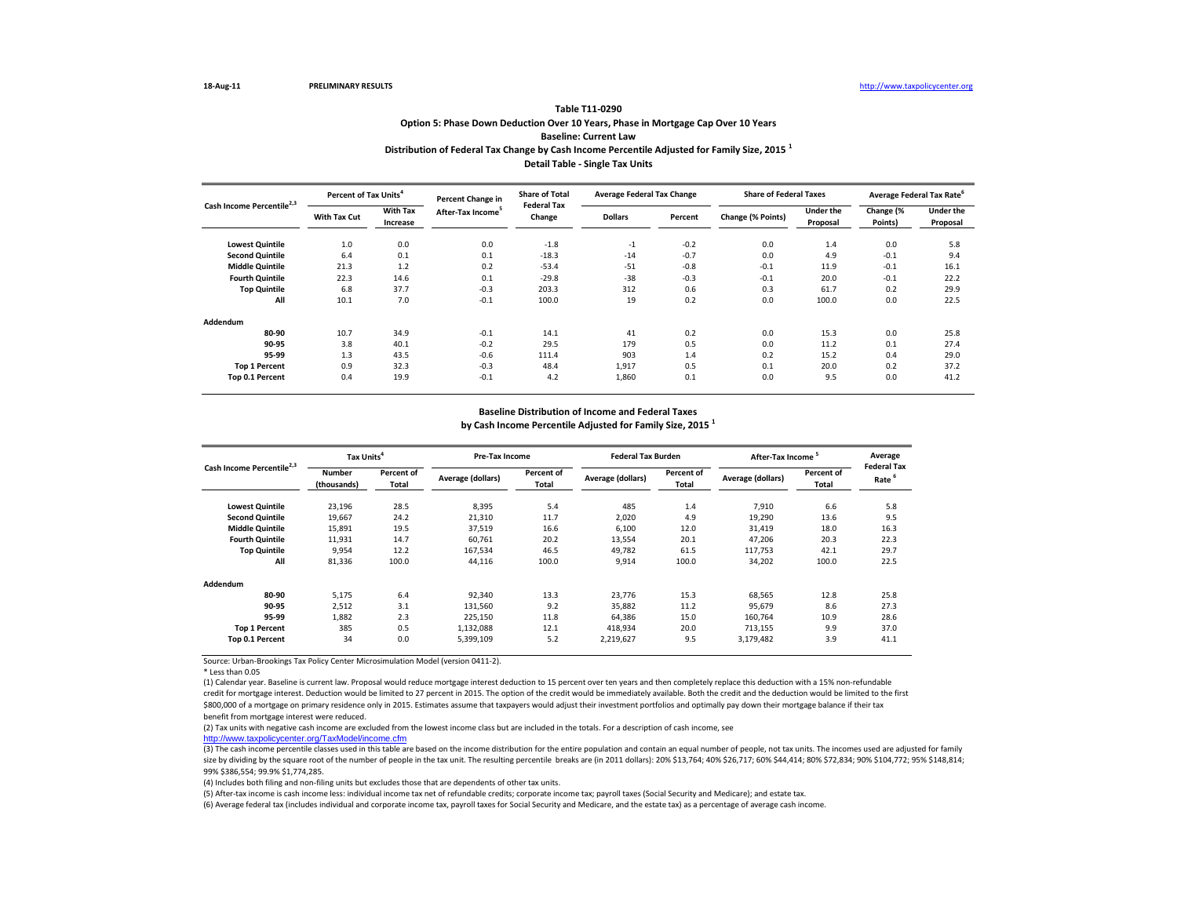18-Aug-11 PRELIMINARY RESULTS http://www.taxpolicycenter.org

## Table T11-0290

### Option 5: Phase Down Deduction Over 10 Years, Phase in Mortgage Cap Over 10 Years

### Baseline: Current Law

### Distribution of Federal Tax Change by Cash Income Percentile Adjusted for Family Size, 2015 [1]

### Detail Table - Single Tax Units

| Cash Income Percentile[2,3] | Percent of Tax Units[4] | | Percent Change in After-Tax Income[5] | Share of Total Federal Tax Change | Average Federal Tax Change | | Share of Federal Taxes | | Average Federal Tax Rate[6] | |
|---|---|---|---|---|---|---|---|---|---|---|
| | With Tax Cut | With Tax Increase | | | Dollars | Percent | Change (% Points) | Under the Proposal | Change (% Points) | Under the Proposal |
| Lowest Quintile | 1.0 | 0.0 | 0.0 | -1.8 | -1 | -0.2 | 0.0 | 1.4 | 0.0 | 5.8 |
| Second Quintile | 6.4 | 0.1 | 0.1 | -18.3 | -14 | -0.7 | 0.0 | 4.9 | -0.1 | 9.4 |
| Middle Quintile | 21.3 | 1.2 | 0.2 | -53.4 | -51 | -0.8 | -0.1 | 11.9 | -0.1 | 16.1 |
| Fourth Quintile | 22.3 | 14.6 | 0.1 | -29.8 | -38 | -0.3 | -0.1 | 20.0 | -0.1 | 22.2 |
| Top Quintile | 6.8 | 37.7 | -0.3 | 203.3 | 312 | 0.6 | 0.3 | 61.7 | 0.2 | 29.9 |
| All | 10.1 | 7.0 | -0.1 | 100.0 | 19 | 0.2 | 0.0 | 100.0 | 0.0 | 22.5 |
| **Addendum** | | | | | | | | | | |
| 80-90 | 10.7 | 34.9 | -0.1 | 14.1 | 41 | 0.2 | 0.0 | 15.3 | 0.0 | 25.8 |
| 90-95 | 3.8 | 40.1 | -0.2 | 29.5 | 179 | 0.5 | 0.0 | 11.2 | 0.1 | 27.4 |
| 95-99 | 1.3 | 43.5 | -0.6 | 111.4 | 903 | 1.4 | 0.2 | 15.2 | 0.4 | 29.0 |
| Top 1 Percent | 0.9 | 32.3 | -0.3 | 48.4 | 1,917 | 0.5 | 0.1 | 20.0 | 0.2 | 37.2 |
| Top 0.1 Percent | 0.4 | 19.9 | -0.1 | 4.2 | 1,860 | 0.1 | 0.0 | 9.5 | 0.0 | 41.2 |

### Baseline Distribution of Income and Federal Taxes by Cash Income Percentile Adjusted for Family Size, 2015 [1]

| Cash Income Percentile[2,3] | Tax Units[4] | | Pre-Tax Income | | Federal Tax Burden | | After-Tax Income[5] | | Average Federal Tax Rate[6] |
|---|---|---|---|---|---|---|---|---|---|
| | Number (thousands) | Percent of Total | Average (dollars) | Percent of Total | Average (dollars) | Percent of Total | Average (dollars) | Percent of Total | |
| Lowest Quintile | 23,196 | 28.5 | 8,395 | 5.4 | 485 | 1.4 | 7,910 | 6.6 | 5.8 |
| Second Quintile | 19,667 | 24.2 | 21,310 | 11.7 | 2,020 | 4.9 | 19,290 | 13.6 | 9.5 |
| Middle Quintile | 15,891 | 19.5 | 37,519 | 16.6 | 6,100 | 12.0 | 31,419 | 18.0 | 16.3 |
| Fourth Quintile | 11,931 | 14.7 | 60,761 | 20.2 | 13,554 | 20.1 | 47,206 | 20.3 | 22.3 |
| Top Quintile | 9,954 | 12.2 | 167,534 | 46.5 | 49,782 | 61.5 | 117,753 | 42.1 | 29.7 |
| All | 81,336 | 100.0 | 44,116 | 100.0 | 9,914 | 100.0 | 34,202 | 100.0 | 22.5 |
| **Addendum** | | | | | | | | | |
| 80-90 | 5,175 | 6.4 | 92,340 | 13.3 | 23,776 | 15.3 | 68,565 | 12.8 | 25.8 |
| 90-95 | 2,512 | 3.1 | 131,560 | 9.2 | 35,882 | 11.2 | 95,679 | 8.6 | 27.3 |
| 95-99 | 1,882 | 2.3 | 225,150 | 11.8 | 64,386 | 15.0 | 160,764 | 10.9 | 28.6 |
| Top 1 Percent | 385 | 0.5 | 1,132,088 | 12.1 | 418,934 | 20.0 | 713,155 | 9.9 | 37.0 |
| Top 0.1 Percent | 34 | 0.0 | 5,399,109 | 5.2 | 2,219,627 | 9.5 | 3,179,482 | 3.9 | 41.1 |

Source: Urban-Brookings Tax Policy Center Microsimulation Model (version 0411-2).

* Less than 0.05

(1) Calendar year. Baseline is current law. Proposal would reduce mortgage interest deduction to 15 percent over ten years and then completely replace this deduction with a 15% non-refundable credit for mortgage interest. Deduction would be limited to 27 percent in 2015. The option of the credit would be immediately available. Both the credit and the deduction would be limited to the first $800,000 of a mortgage on primary residence only in 2015. Estimates assume that taxpayers would adjust their investment portfolios and optimally pay down their mortgage balance if their tax benefit from mortgage interest were reduced.

(2) Tax units with negative cash income are excluded from the lowest income class but are included in the totals. For a description of cash income, see http://www.taxpolicycenter.org/TaxModel/income.cfm

(3) The cash income percentile classes used in this table are based on the income distribution for the entire population and contain an equal number of people, not tax units. The incomes used are adjusted for family size by dividing by the square root of the number of people in the tax unit. The resulting percentile breaks are (in 2011 dollars): 20% $13,764; 40% $26,717; 60% $44,414; 80% $72,834; 90% $104,772; 95% $148,814; 99% $386,554; 99.9% $1,774,285.

(4) Includes both filing and non-filing units but excludes those that are dependents of other tax units.

(5) After-tax income is cash income less: individual income tax net of refundable credits; corporate income tax; payroll taxes (Social Security and Medicare); and estate tax.

(6) Average federal tax (includes individual and corporate income tax, payroll taxes for Social Security and Medicare, and the estate tax) as a percentage of average cash income.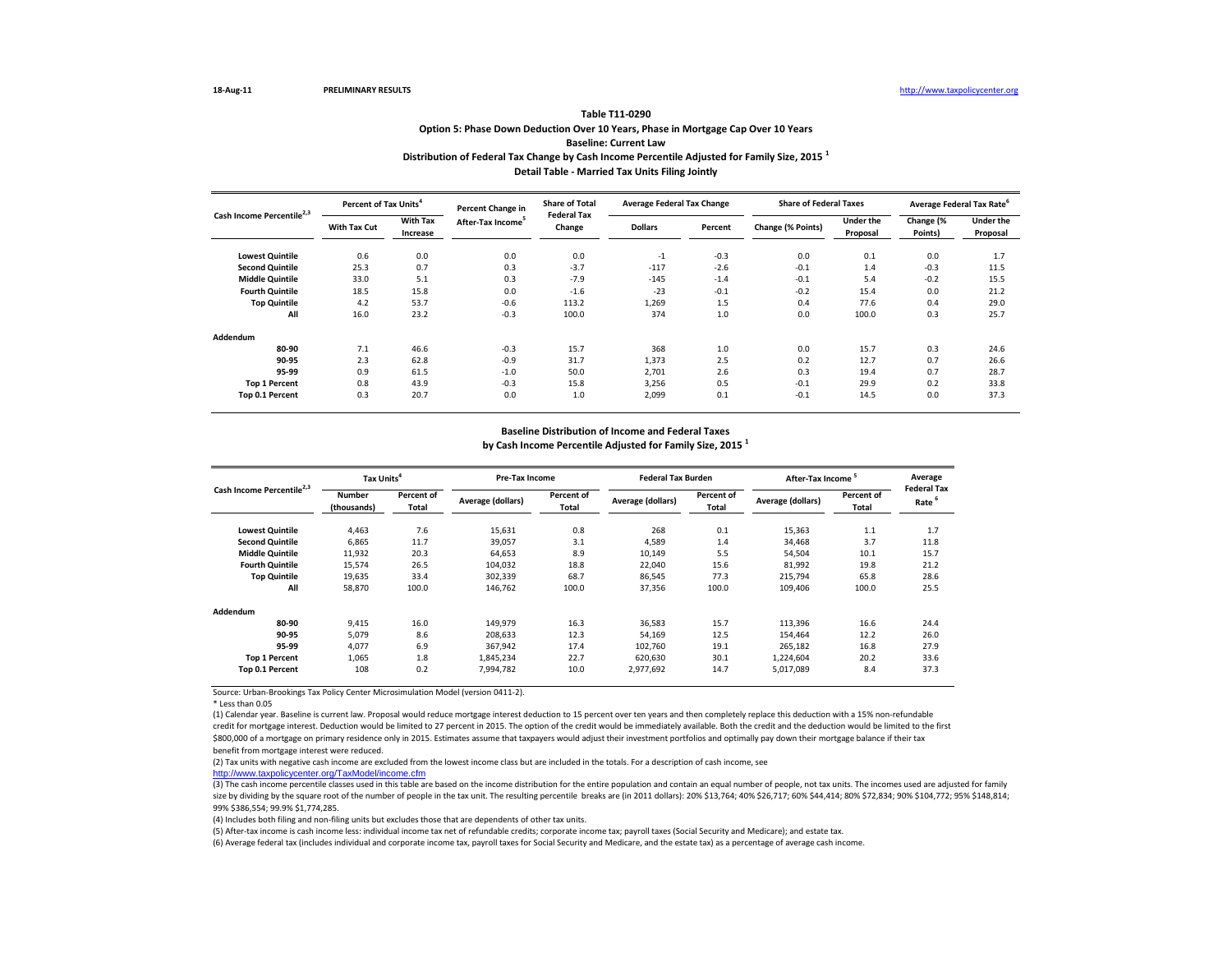18-Aug-11 **PRELIMINARY RESULTS** http://www.taxpolicycenter.org

### Table T11-0290
### Option 5: Phase Down Deduction Over 10 Years, Phase in Mortgage Cap Over 10 Years
### Baseline: Current Law
### Distribution of Federal Tax Change by Cash Income Percentile Adjusted for Family Size, 2015 [1]
### Detail Table - Married Tax Units Filing Jointly

| Cash Income Percentile[2,3] | Percent of Tax Units[4] | | Percent Change in After-Tax Income[5] | Share of Total Federal Tax Change | Average Federal Tax Change | | Share of Federal Taxes | | Average Federal Tax Rate[6] | |
|---|---|---|---|---|---|---|---|---|---|---|
| | With Tax Cut | With Tax Increase | | | Dollars | Percent | Change (% Points) | Under the Proposal | Change (% Points) | Under the Proposal |
| Lowest Quintile | 0.6 | 0.0 | 0.0 | 0.0 | -1 | -0.3 | 0.0 | 0.1 | 0.0 | 1.7 |
| Second Quintile | 25.3 | 0.7 | 0.3 | -3.7 | -117 | -2.6 | -0.1 | 1.4 | -0.3 | 11.5 |
| Middle Quintile | 33.0 | 5.1 | 0.3 | -7.9 | -145 | -1.4 | -0.1 | 5.4 | -0.2 | 15.5 |
| Fourth Quintile | 18.5 | 15.8 | 0.0 | -1.6 | -23 | -0.1 | -0.2 | 15.4 | 0.0 | 21.2 |
| Top Quintile | 4.2 | 53.7 | -0.6 | 113.2 | 1,269 | 1.5 | 0.4 | 77.6 | 0.4 | 29.0 |
| All | 16.0 | 23.2 | -0.3 | 100.0 | 374 | 1.0 | 0.0 | 100.0 | 0.3 | 25.7 |
| **Addendum** | | | | | | | | | | |
| 80-90 | 7.1 | 46.6 | -0.3 | 15.7 | 368 | 1.0 | 0.0 | 15.7 | 0.3 | 24.6 |
| 90-95 | 2.3 | 62.8 | -0.9 | 31.7 | 1,373 | 2.5 | 0.2 | 12.7 | 0.7 | 26.6 |
| 95-99 | 0.9 | 61.5 | -1.0 | 50.0 | 2,701 | 2.6 | 0.3 | 19.4 | 0.7 | 28.7 |
| Top 1 Percent | 0.8 | 43.9 | -0.3 | 15.8 | 3,256 | 0.5 | -0.1 | 29.9 | 0.2 | 33.8 |
| Top 0.1 Percent | 0.3 | 20.7 | 0.0 | 1.0 | 2,099 | 0.1 | -0.1 | 14.5 | 0.0 | 37.3 |

### Baseline Distribution of Income and Federal Taxes
### by Cash Income Percentile Adjusted for Family Size, 2015 [1]

| Cash Income Percentile[2,3] | Tax Units[4] | | Pre-Tax Income | | Federal Tax Burden | | After-Tax Income[5] | | Average Federal Tax Rate[6] |
|---|---|---|---|---|---|---|---|---|---|
| | Number (thousands) | Percent of Total | Average (dollars) | Percent of Total | Average (dollars) | Percent of Total | Average (dollars) | Percent of Total | |
| Lowest Quintile | 4,463 | 7.6 | 15,631 | 0.8 | 268 | 0.1 | 15,363 | 1.1 | 1.7 |
| Second Quintile | 6,865 | 11.7 | 39,057 | 3.1 | 4,589 | 1.4 | 34,468 | 3.7 | 11.8 |
| Middle Quintile | 11,932 | 20.3 | 64,653 | 8.9 | 10,149 | 5.5 | 54,504 | 10.1 | 15.7 |
| Fourth Quintile | 15,574 | 26.5 | 104,032 | 18.8 | 22,040 | 15.6 | 81,992 | 19.8 | 21.2 |
| Top Quintile | 19,635 | 33.4 | 302,339 | 68.7 | 86,545 | 77.3 | 215,794 | 65.8 | 28.6 |
| All | 58,870 | 100.0 | 146,762 | 100.0 | 37,356 | 100.0 | 109,406 | 100.0 | 25.5 |
| **Addendum** | | | | | | | | | |
| 80-90 | 9,415 | 16.0 | 149,979 | 16.3 | 36,583 | 15.7 | 113,396 | 16.6 | 24.4 |
| 90-95 | 5,079 | 8.6 | 208,633 | 12.3 | 54,169 | 12.5 | 154,464 | 12.2 | 26.0 |
| 95-99 | 4,077 | 6.9 | 367,942 | 17.4 | 102,760 | 19.1 | 265,182 | 16.8 | 27.9 |
| Top 1 Percent | 1,065 | 1.8 | 1,845,234 | 22.7 | 620,630 | 30.1 | 1,224,604 | 20.2 | 33.6 |
| Top 0.1 Percent | 108 | 0.2 | 7,994,782 | 10.0 | 2,977,692 | 14.7 | 5,017,089 | 8.4 | 37.3 |

Source: Urban-Brookings Tax Policy Center Microsimulation Model (version 0411-2).

\* Less than 0.05

(1) Calendar year. Baseline is current law. Proposal would reduce mortgage interest deduction to 15 percent over ten years and then completely replace this deduction with a 15% non-refundable credit for mortgage interest. Deduction would be limited to 27 percent in 2015. The option of the credit would be immediately available. Both the credit and the deduction would be limited to the first $800,000 of a mortgage on primary residence only in 2015. Estimates assume that taxpayers would adjust their investment portfolios and optimally pay down their mortgage balance if their tax benefit from mortgage interest were reduced.

(2) Tax units with negative cash income are excluded from the lowest income class but are included in the totals. For a description of cash income, see
http://www.taxpolicycenter.org/TaxModel/income.cfm

(3) The cash income percentile classes used in this table are based on the income distribution for the entire population and contain an equal number of people, not tax units. The incomes used are adjusted for family size by dividing by the square root of the number of people in the tax unit. The resulting percentile breaks are (in 2011 dollars): 20% $13,764; 40% $26,717; 60% $44,414; 80% $72,834; 90% $104,772; 95% $148,814; 99% $386,554; 99.9% $1,774,285.

(4) Includes both filing and non-filing units but excludes those that are dependents of other tax units.

(5) After-tax income is cash income less: individual income tax net of refundable credits; corporate income tax; payroll taxes (Social Security and Medicare); and estate tax.

(6) Average federal tax (includes individual and corporate income tax, payroll taxes for Social Security and Medicare, and the estate tax) as a percentage of average cash income.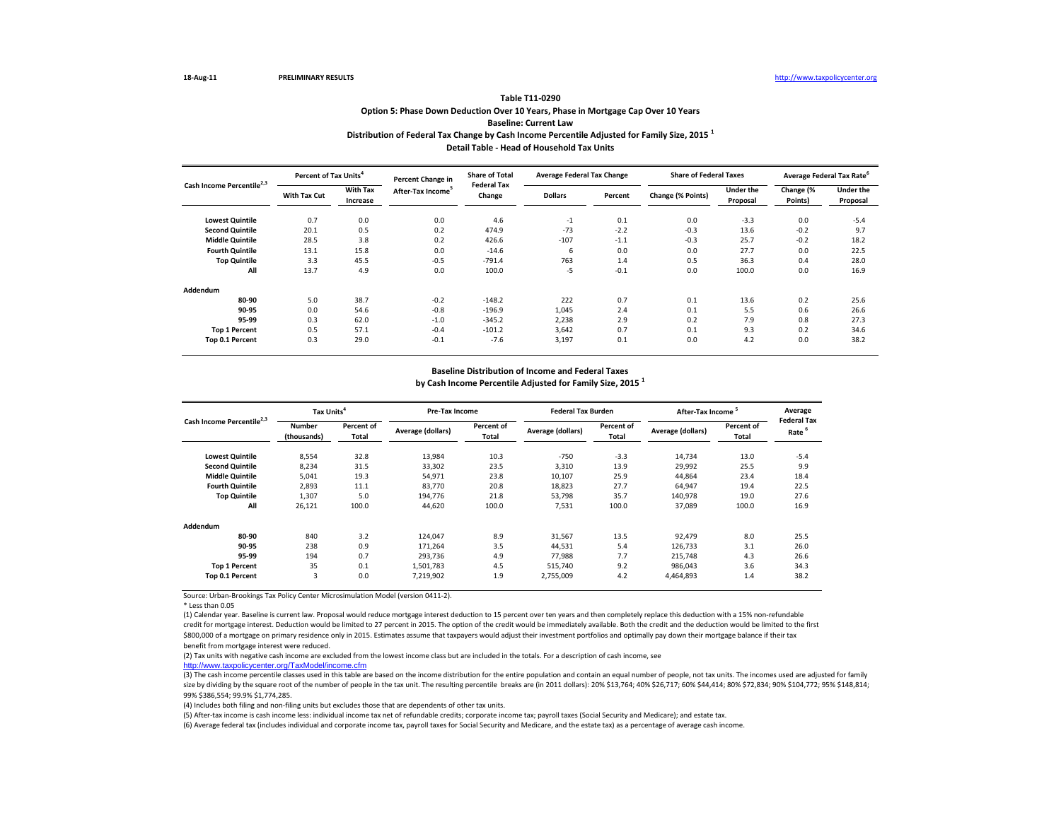18-Aug-11 PRELIMINARY RESULTS http://www.taxpolicycenter.org

# Table T11-0290

## Option 5: Phase Down Deduction Over 10 Years, Phase in Mortgage Cap Over 10 Years

### Baseline: Current Law

### Distribution of Federal Tax Change by Cash Income Percentile Adjusted for Family Size, 2015 [1]

### Detail Table - Head of Household Tax Units

| Cash Income Percentile[2,3] | Percent of Tax Units[4] | | Percent Change in After-Tax Income[5] | Share of Total Federal Tax Change | Average Federal Tax Change | | Share of Federal Taxes | | Average Federal Tax Rate[6] | |
|---|---|---|---|---|---|---|---|---|---|---|
| | With Tax Cut | With Tax Increase | | | Dollars | Percent | Change (% Points) | Under the Proposal | Change (% Points) | Under the Proposal |
| Lowest Quintile | 0.7 | 0.0 | 0.0 | 4.6 | -1 | 0.1 | 0.0 | -3.3 | 0.0 | -5.4 |
| Second Quintile | 20.1 | 0.5 | 0.2 | 474.9 | -73 | -2.2 | -0.3 | 13.6 | -0.2 | 9.7 |
| Middle Quintile | 28.5 | 3.8 | 0.2 | 426.6 | -107 | -1.1 | -0.3 | 25.7 | -0.2 | 18.2 |
| Fourth Quintile | 13.1 | 15.8 | 0.0 | -14.6 | 6 | 0.0 | 0.0 | 27.7 | 0.0 | 22.5 |
| Top Quintile | 3.3 | 45.5 | -0.5 | -791.4 | 763 | 1.4 | 0.5 | 36.3 | 0.4 | 28.0 |
| All | 13.7 | 4.9 | 0.0 | 100.0 | -5 | -0.1 | 0.0 | 100.0 | 0.0 | 16.9 |
| **Addendum** | | | | | | | | | | |
| 80-90 | 5.0 | 38.7 | -0.2 | -148.2 | 222 | 0.7 | 0.1 | 13.6 | 0.2 | 25.6 |
| 90-95 | 0.0 | 54.6 | -0.8 | -196.9 | 1,045 | 2.4 | 0.1 | 5.5 | 0.6 | 26.6 |
| 95-99 | 0.3 | 62.0 | -1.0 | -345.2 | 2,238 | 2.9 | 0.2 | 7.9 | 0.8 | 27.3 |
| Top 1 Percent | 0.5 | 57.1 | -0.4 | -101.2 | 3,642 | 0.7 | 0.1 | 9.3 | 0.2 | 34.6 |
| Top 0.1 Percent | 0.3 | 29.0 | -0.1 | -7.6 | 3,197 | 0.1 | 0.0 | 4.2 | 0.0 | 38.2 |

### Baseline Distribution of Income and Federal Taxes by Cash Income Percentile Adjusted for Family Size, 2015 [1]

| Cash Income Percentile[2,3] | Tax Units[4] | | Pre-Tax Income | | Federal Tax Burden | | After-Tax Income[5] | | Average Federal Tax Rate[6] |
|---|---|---|---|---|---|---|---|---|---|
| | Number (thousands) | Percent of Total | Average (dollars) | Percent of Total | Average (dollars) | Percent of Total | Average (dollars) | Percent of Total | |
| Lowest Quintile | 8,554 | 32.8 | 13,984 | 10.3 | -750 | -3.3 | 14,734 | 13.0 | -5.4 |
| Second Quintile | 8,234 | 31.5 | 33,302 | 23.5 | 3,310 | 13.9 | 29,992 | 25.5 | 9.9 |
| Middle Quintile | 5,041 | 19.3 | 54,971 | 23.8 | 10,107 | 25.9 | 44,864 | 23.4 | 18.4 |
| Fourth Quintile | 2,893 | 11.1 | 83,770 | 20.8 | 18,823 | 27.7 | 64,947 | 19.4 | 22.5 |
| Top Quintile | 1,307 | 5.0 | 194,776 | 21.8 | 53,798 | 35.7 | 140,978 | 19.0 | 27.6 |
| All | 26,121 | 100.0 | 44,620 | 100.0 | 7,531 | 100.0 | 37,089 | 100.0 | 16.9 |
| **Addendum** | | | | | | | | | |
| 80-90 | 840 | 3.2 | 124,047 | 8.9 | 31,567 | 13.5 | 92,479 | 8.0 | 25.5 |
| 90-95 | 238 | 0.9 | 171,264 | 3.5 | 44,531 | 5.4 | 126,733 | 3.1 | 26.0 |
| 95-99 | 194 | 0.7 | 293,736 | 4.9 | 77,988 | 7.7 | 215,748 | 4.3 | 26.6 |
| Top 1 Percent | 35 | 0.1 | 1,501,783 | 4.5 | 515,740 | 9.2 | 986,043 | 3.6 | 34.3 |
| Top 0.1 Percent | 3 | 0.0 | 7,219,902 | 1.9 | 2,755,009 | 4.2 | 4,464,893 | 1.4 | 38.2 |

Source: Urban-Brookings Tax Policy Center Microsimulation Model (version 0411-2).

* Less than 0.05

(1) Calendar year. Baseline is current law. Proposal would reduce mortgage interest deduction to 15 percent over ten years and then completely replace this deduction with a 15% non-refundable credit for mortgage interest. Deduction would be limited to 27 percent in 2015. The option of the credit would be immediately available. Both the credit and the deduction would be limited to the first $800,000 of a mortgage on primary residence only in 2015. Estimates assume that taxpayers would adjust their investment portfolios and optimally pay down their mortgage balance if their tax benefit from mortgage interest were reduced.

(2) Tax units with negative cash income are excluded from the lowest income class but are included in the totals. For a description of cash income, see
http://www.taxpolicycenter.org/TaxModel/income.cfm

(3) The cash income percentile classes used in this table are based on the income distribution for the entire population and contain an equal number of people, not tax units. The incomes used are adjusted for family size by dividing by the square root of the number of people in the tax unit. The resulting percentile breaks are (in 2011 dollars): 20% $13,764; 40% $26,717; 60% $44,414; 80% $72,834; 90% $104,772; 95% $148,814; 99% $386,554; 99.9% $1,774,285.

(4) Includes both filing and non-filing units but excludes those that are dependents of other tax units.

(5) After-tax income is cash income less: individual income tax net of refundable credits; corporate income tax; payroll taxes (Social Security and Medicare); and estate tax.

(6) Average federal tax (includes individual and corporate income tax, payroll taxes for Social Security and Medicare, and the estate tax) as a percentage of average cash income.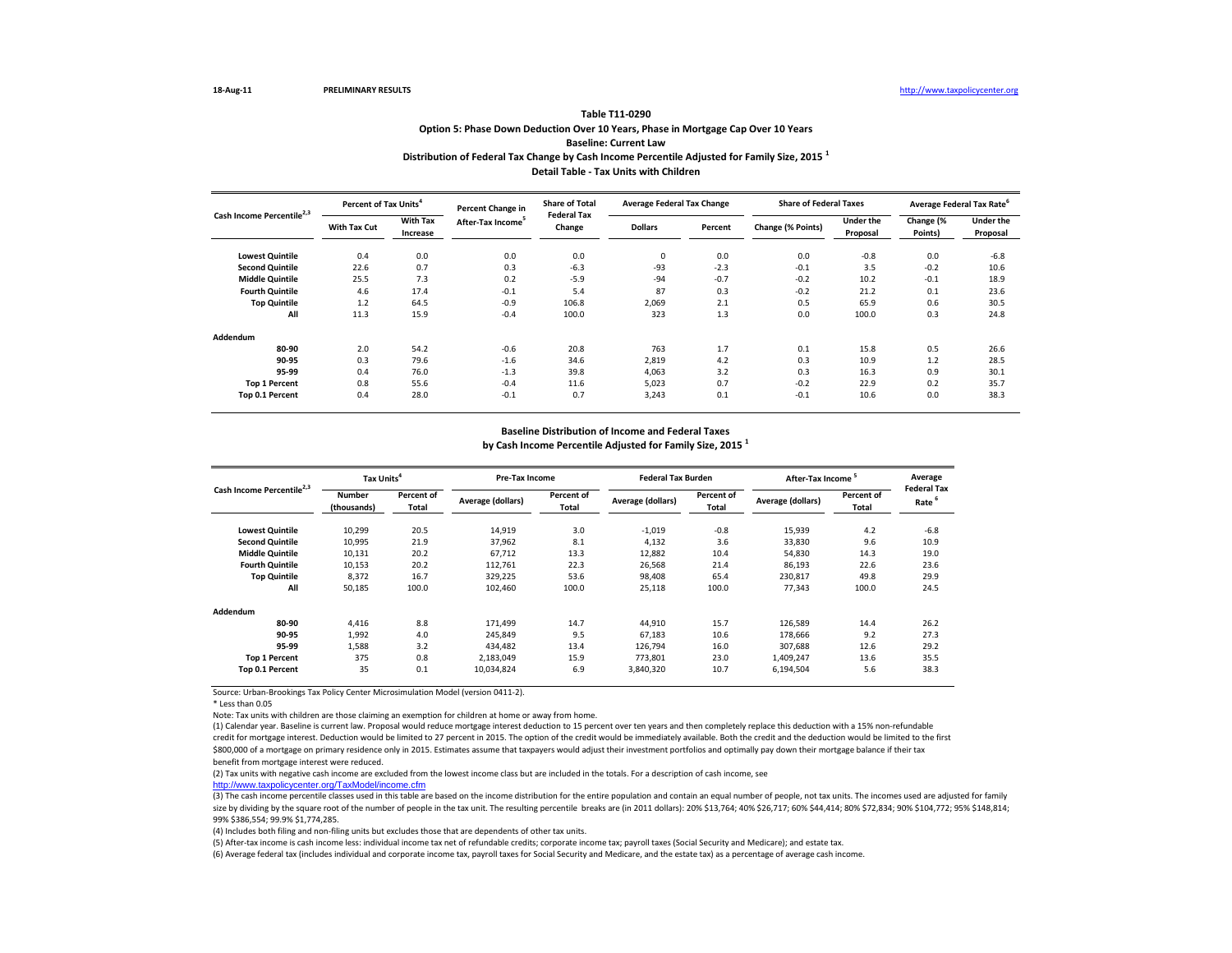18-Aug-11 PRELIMINARY RESULTS http://www.taxpolicycenter.org

## Table T11-0290

### Option 5: Phase Down Deduction Over 10 Years, Phase in Mortgage Cap Over 10 Years

### Baseline: Current Law

### Distribution of Federal Tax Change by Cash Income Percentile Adjusted for Family Size, 2015 [1]

### Detail Table - Tax Units with Children

| Cash Income Percentile[2,3] | Percent of Tax Units[4] | | Percent Change in After-Tax Income[5] | Share of Total Federal Tax Change | Average Federal Tax Change | | Share of Federal Taxes | | Average Federal Tax Rate[6] | |
|---|---|---|---|---|---|---|---|---|---|---|
| | With Tax Cut | With Tax Increase | | | Dollars | Percent | Change (% Points) | Under the Proposal | Change (% Points) | Under the Proposal |
| Lowest Quintile | 0.4 | 0.0 | 0.0 | 0.0 | 0 | 0.0 | 0.0 | -0.8 | 0.0 | -6.8 |
| Second Quintile | 22.6 | 0.7 | 0.3 | -6.3 | -93 | -2.3 | -0.1 | 3.5 | -0.2 | 10.6 |
| Middle Quintile | 25.5 | 7.3 | 0.2 | -5.9 | -94 | -0.7 | -0.2 | 10.2 | -0.1 | 18.9 |
| Fourth Quintile | 4.6 | 17.4 | -0.1 | 5.4 | 87 | 0.3 | -0.2 | 21.2 | 0.1 | 23.6 |
| Top Quintile | 1.2 | 64.5 | -0.9 | 106.8 | 2,069 | 2.1 | 0.5 | 65.9 | 0.6 | 30.5 |
| All | 11.3 | 15.9 | -0.4 | 100.0 | 323 | 1.3 | 0.0 | 100.0 | 0.3 | 24.8 |
| **Addendum** | | | | | | | | | | |
| 80-90 | 2.0 | 54.2 | -0.6 | 20.8 | 763 | 1.7 | 0.1 | 15.8 | 0.5 | 26.6 |
| 90-95 | 0.3 | 79.6 | -1.6 | 34.6 | 2,819 | 4.2 | 0.3 | 10.9 | 1.2 | 28.5 |
| 95-99 | 0.4 | 76.0 | -1.3 | 39.8 | 4,063 | 3.2 | 0.3 | 16.3 | 0.9 | 30.1 |
| Top 1 Percent | 0.8 | 55.6 | -0.4 | 11.6 | 5,023 | 0.7 | -0.2 | 22.9 | 0.2 | 35.7 |
| Top 0.1 Percent | 0.4 | 28.0 | -0.1 | 0.7 | 3,243 | 0.1 | -0.1 | 10.6 | 0.0 | 38.3 |

### Baseline Distribution of Income and Federal Taxes by Cash Income Percentile Adjusted for Family Size, 2015 [1]

| Cash Income Percentile[2,3] | Tax Units[4] | | Pre-Tax Income | | Federal Tax Burden | | After-Tax Income[5] | | Average Federal Tax Rate[6] |
|---|---|---|---|---|---|---|---|---|---|
| | Number (thousands) | Percent of Total | Average (dollars) | Percent of Total | Average (dollars) | Percent of Total | Average (dollars) | Percent of Total | |
| Lowest Quintile | 10,299 | 20.5 | 14,919 | 3.0 | -1,019 | -0.8 | 15,939 | 4.2 | -6.8 |
| Second Quintile | 10,995 | 21.9 | 37,962 | 8.1 | 4,132 | 3.6 | 33,830 | 9.6 | 10.9 |
| Middle Quintile | 10,131 | 20.2 | 67,712 | 13.3 | 12,882 | 10.4 | 54,830 | 14.3 | 19.0 |
| Fourth Quintile | 10,153 | 20.2 | 112,761 | 22.3 | 26,568 | 21.4 | 86,193 | 22.6 | 23.6 |
| Top Quintile | 8,372 | 16.7 | 329,225 | 53.6 | 98,408 | 65.4 | 230,817 | 49.8 | 29.9 |
| All | 50,185 | 100.0 | 102,460 | 100.0 | 25,118 | 100.0 | 77,343 | 100.0 | 24.5 |
| **Addendum** | | | | | | | | | |
| 80-90 | 4,416 | 8.8 | 171,499 | 14.7 | 44,910 | 15.7 | 126,589 | 14.4 | 26.2 |
| 90-95 | 1,992 | 4.0 | 245,849 | 9.5 | 67,183 | 10.6 | 178,666 | 9.2 | 27.3 |
| 95-99 | 1,588 | 3.2 | 434,482 | 13.4 | 126,794 | 16.0 | 307,688 | 12.6 | 29.2 |
| Top 1 Percent | 375 | 0.8 | 2,183,049 | 15.9 | 773,801 | 23.0 | 1,409,247 | 13.6 | 35.5 |
| Top 0.1 Percent | 35 | 0.1 | 10,034,824 | 6.9 | 3,840,320 | 10.7 | 6,194,504 | 5.6 | 38.3 |

Source: Urban-Brookings Tax Policy Center Microsimulation Model (version 0411-2).

* Less than 0.05

Note: Tax units with children are those claiming an exemption for children at home or away from home.

(1) Calendar year. Baseline is current law. Proposal would reduce mortgage interest deduction to 15 percent over ten years and then completely replace this deduction with a 15% non-refundable credit for mortgage interest. Deduction would be limited to 27 percent in 2015. The option of the credit would be immediately available. Both the credit and the deduction would be limited to the first $800,000 of a mortgage on primary residence only in 2015. Estimates assume that taxpayers would adjust their investment portfolios and optimally pay down their mortgage balance if their tax benefit from mortgage interest were reduced.

(2) Tax units with negative cash income are excluded from the lowest income class but are included in the totals. For a description of cash income, see http://www.taxpolicycenter.org/TaxModel/income.cfm

(3) The cash income percentile classes used in this table are based on the income distribution for the entire population and contain an equal number of people, not tax units. The incomes used are adjusted for family size by dividing by the square root of the number of people in the tax unit. The resulting percentile breaks are (in 2011 dollars): 20% $13,764; 40% $26,717; 60% $44,414; 80% $72,834; 90% $104,772; 95% $148,814; 99% $386,554; 99.9% $1,774,285.

(4) Includes both filing and non-filing units but excludes those that are dependents of other tax units.

(5) After-tax income is cash income less: individual income tax net of refundable credits; corporate income tax; payroll taxes (Social Security and Medicare); and estate tax.

(6) Average federal tax (includes individual and corporate income tax, payroll taxes for Social Security and Medicare, and the estate tax) as a percentage of average cash income.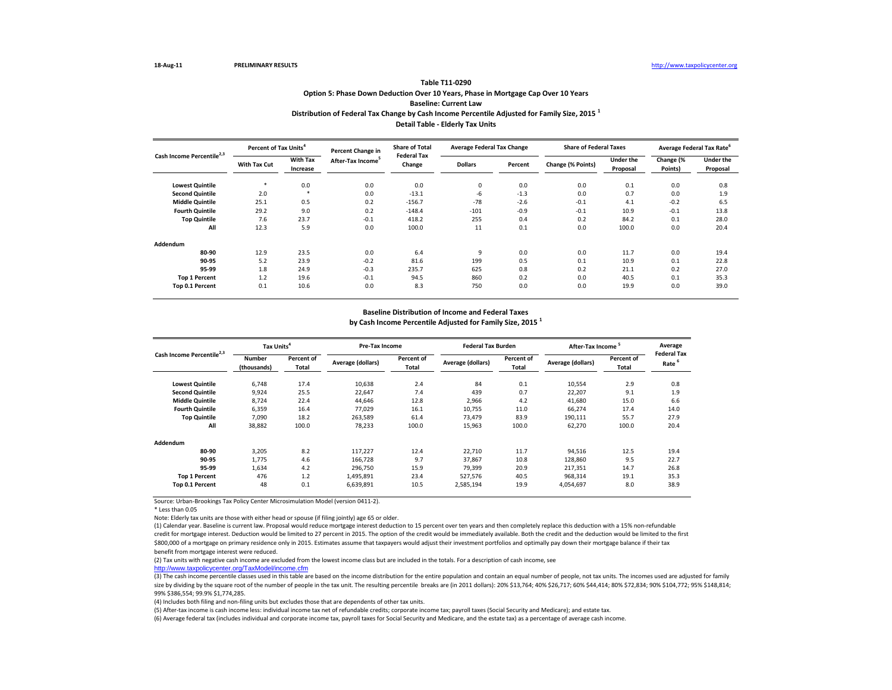18-Aug-11 PRELIMINARY RESULTS http://www.taxpolicycenter.org

### Table T11-0290
### Option 5: Phase Down Deduction Over 10 Years, Phase in Mortgage Cap Over 10 Years
### Baseline: Current Law
### Distribution of Federal Tax Change by Cash Income Percentile Adjusted for Family Size, 2015 [1]
### Detail Table - Elderly Tax Units

| Cash Income Percentile[2,3] | Percent of Tax Units[4] | | Percent Change in After-Tax Income[5] | Share of Total Federal Tax Change | Average Federal Tax Change | | Share of Federal Taxes | | Average Federal Tax Rate[6] | |
|---|---|---|---|---|---|---|---|---|---|---|
| | With Tax Cut | With Tax Increase | | | Dollars | Percent | Change (% Points) | Under the Proposal | Change (% Points) | Under the Proposal |
| Lowest Quintile | * | 0.0 | 0.0 | 0.0 | 0 | 0.0 | 0.0 | 0.1 | 0.0 | 0.8 |
| Second Quintile | 2.0 | * | 0.0 | -13.1 | -6 | -1.3 | 0.0 | 0.7 | 0.0 | 1.9 |
| Middle Quintile | 25.1 | 0.5 | 0.2 | -156.7 | -78 | -2.6 | -0.1 | 4.1 | -0.2 | 6.5 |
| Fourth Quintile | 29.2 | 9.0 | 0.2 | -148.4 | -101 | -0.9 | -0.1 | 10.9 | -0.1 | 13.8 |
| Top Quintile | 7.6 | 23.7 | -0.1 | 418.2 | 255 | 0.4 | 0.2 | 84.2 | 0.1 | 28.0 |
| All | 12.3 | 5.9 | 0.0 | 100.0 | 11 | 0.1 | 0.0 | 100.0 | 0.0 | 20.4 |
| **Addendum** | | | | | | | | | | |
| 80-90 | 12.9 | 23.5 | 0.0 | 6.4 | 9 | 0.0 | 0.0 | 11.7 | 0.0 | 19.4 |
| 90-95 | 5.2 | 23.9 | -0.2 | 81.6 | 199 | 0.5 | 0.1 | 10.9 | 0.1 | 22.8 |
| 95-99 | 1.8 | 24.9 | -0.3 | 235.7 | 625 | 0.8 | 0.2 | 21.1 | 0.2 | 27.0 |
| Top 1 Percent | 1.2 | 19.6 | -0.1 | 94.5 | 860 | 0.2 | 0.0 | 40.5 | 0.1 | 35.3 |
| Top 0.1 Percent | 0.1 | 10.6 | 0.0 | 8.3 | 750 | 0.0 | 0.0 | 19.9 | 0.0 | 39.0 |

### Baseline Distribution of Income and Federal Taxes
### by Cash Income Percentile Adjusted for Family Size, 2015 [1]

| Cash Income Percentile[2,3] | Tax Units[4] | | Pre-Tax Income | | Federal Tax Burden | | After-Tax Income[5] | | Average Federal Tax Rate[6] |
|---|---|---|---|---|---|---|---|---|---|
| | Number (thousands) | Percent of Total | Average (dollars) | Percent of Total | Average (dollars) | Percent of Total | Average (dollars) | Percent of Total | |
| Lowest Quintile | 6,748 | 17.4 | 10,638 | 2.4 | 84 | 0.1 | 10,554 | 2.9 | 0.8 |
| Second Quintile | 9,924 | 25.5 | 22,647 | 7.4 | 439 | 0.7 | 22,207 | 9.1 | 1.9 |
| Middle Quintile | 8,724 | 22.4 | 44,646 | 12.8 | 2,966 | 4.2 | 41,680 | 15.0 | 6.6 |
| Fourth Quintile | 6,359 | 16.4 | 77,029 | 16.1 | 10,755 | 11.0 | 66,274 | 17.4 | 14.0 |
| Top Quintile | 7,090 | 18.2 | 263,589 | 61.4 | 73,479 | 83.9 | 190,111 | 55.7 | 27.9 |
| All | 38,882 | 100.0 | 78,233 | 100.0 | 15,963 | 100.0 | 62,270 | 100.0 | 20.4 |
| **Addendum** | | | | | | | | | |
| 80-90 | 3,205 | 8.2 | 117,227 | 12.4 | 22,710 | 11.7 | 94,516 | 12.5 | 19.4 |
| 90-95 | 1,775 | 4.6 | 166,728 | 9.7 | 37,867 | 10.8 | 128,860 | 9.5 | 22.7 |
| 95-99 | 1,634 | 4.2 | 296,750 | 15.9 | 79,399 | 20.9 | 217,351 | 14.7 | 26.8 |
| Top 1 Percent | 476 | 1.2 | 1,495,891 | 23.4 | 527,576 | 40.5 | 968,314 | 19.1 | 35.3 |
| Top 0.1 Percent | 48 | 0.1 | 6,639,891 | 10.5 | 2,585,194 | 19.9 | 4,054,697 | 8.0 | 38.9 |

Source: Urban-Brookings Tax Policy Center Microsimulation Model (version 0411-2).

* Less than 0.05

Note: Elderly tax units are those with either head or spouse (if filing jointly) age 65 or older.

(1) Calendar year. Baseline is current law. Proposal would reduce mortgage interest deduction to 15 percent over ten years and then completely replace this deduction with a 15% non-refundable credit for mortgage interest. Deduction would be limited to 27 percent in 2015. The option of the credit would be immediately available. Both the credit and the deduction would be limited to the first $800,000 of a mortgage on primary residence only in 2015. Estimates assume that taxpayers would adjust their investment portfolios and optimally pay down their mortgage balance if their tax benefit from mortgage interest were reduced.

(2) Tax units with negative cash income are excluded from the lowest income class but are included in the totals. For a description of cash income, see http://www.taxpolicycenter.org/TaxModel/income.cfm

(3) The cash income percentile classes used in this table are based on the income distribution for the entire population and contain an equal number of people, not tax units. The incomes used are adjusted for family size by dividing by the square root of the number of people in the tax unit. The resulting percentile breaks are (in 2011 dollars): 20% $13,764; 40% $26,717; 60% $44,414; 80% $72,834; 90% $104,772; 95% $148,814; 99% $386,554; 99.9% $1,774,285.

(4) Includes both filing and non-filing units but excludes those that are dependents of other tax units.

(5) After-tax income is cash income less: individual income tax net of refundable credits; corporate income tax; payroll taxes (Social Security and Medicare); and estate tax.

(6) Average federal tax (includes individual and corporate income tax, payroll taxes for Social Security and Medicare, and the estate tax) as a percentage of average cash income.